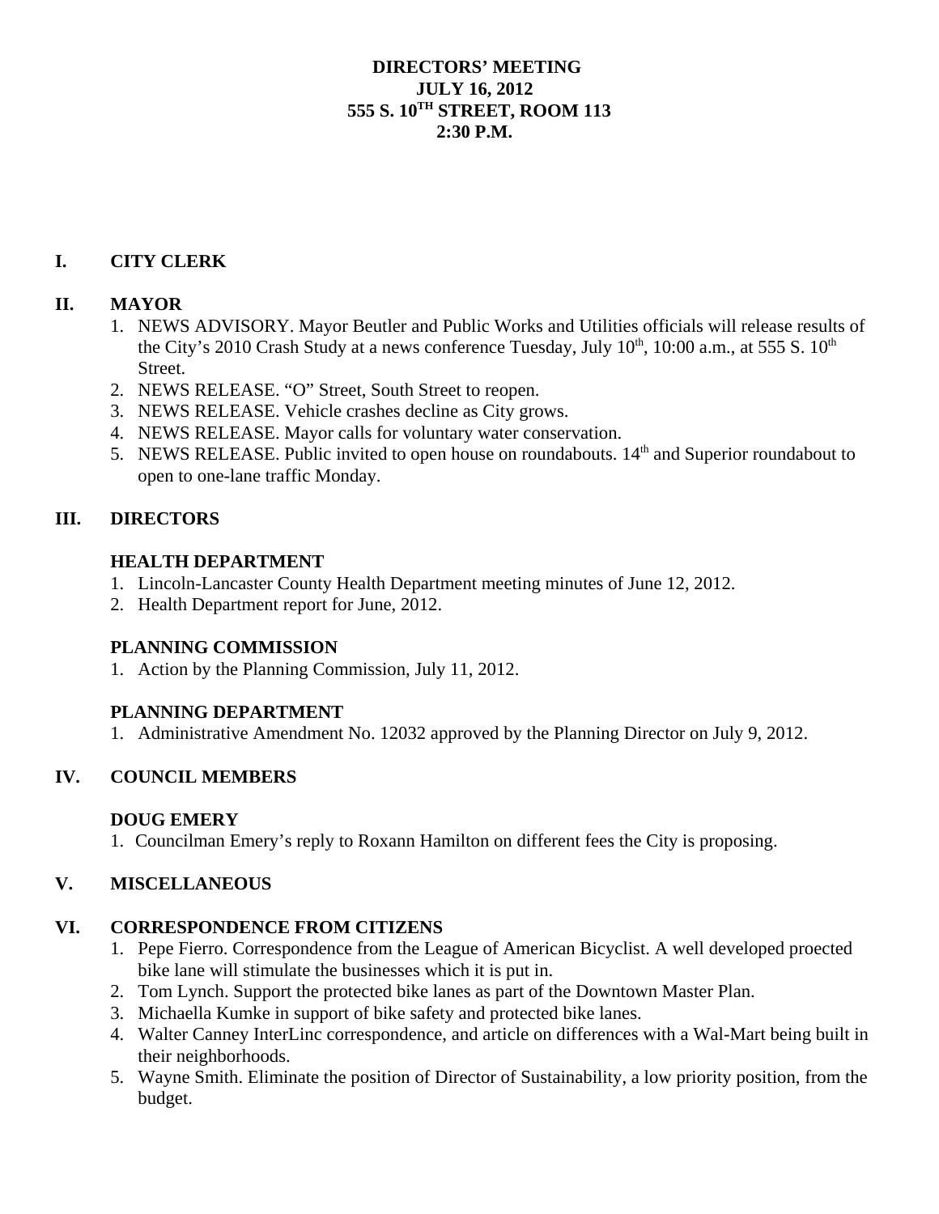# DIRECTORS' MEETING
# JULY 16, 2012
# 555 S. 10TH STREET, ROOM 113
# 2:30 P.M.

## I. CITY CLERK

## II. MAYOR

1. NEWS ADVISORY. Mayor Beutler and Public Works and Utilities officials will release results of the City's 2010 Crash Study at a news conference Tuesday, July 10th, 10:00 a.m., at 555 S. 10th Street.
2. NEWS RELEASE. "O" Street, South Street to reopen.
3. NEWS RELEASE. Vehicle crashes decline as City grows.
4. NEWS RELEASE. Mayor calls for voluntary water conservation.
5. NEWS RELEASE. Public invited to open house on roundabouts. 14th and Superior roundabout to open to one-lane traffic Monday.

## III. DIRECTORS

### HEALTH DEPARTMENT

1. Lincoln-Lancaster County Health Department meeting minutes of June 12, 2012.
2. Health Department report for June, 2012.

### PLANNING COMMISSION

1. Action by the Planning Commission, July 11, 2012.

### PLANNING DEPARTMENT

1. Administrative Amendment No. 12032 approved by the Planning Director on July 9, 2012.

## IV. COUNCIL MEMBERS

### DOUG EMERY

1. Councilman Emery's reply to Roxann Hamilton on different fees the City is proposing.

## V. MISCELLANEOUS

## VI. CORRESPONDENCE FROM CITIZENS

1. Pepe Fierro. Correspondence from the League of American Bicyclist. A well developed proected bike lane will stimulate the businesses which it is put in.
2. Tom Lynch. Support the protected bike lanes as part of the Downtown Master Plan.
3. Michaella Kumke in support of bike safety and protected bike lanes.
4. Walter Canney InterLinc correspondence, and article on differences with a Wal-Mart being built in their neighborhoods.
5. Wayne Smith. Eliminate the position of Director of Sustainability, a low priority position, from the budget.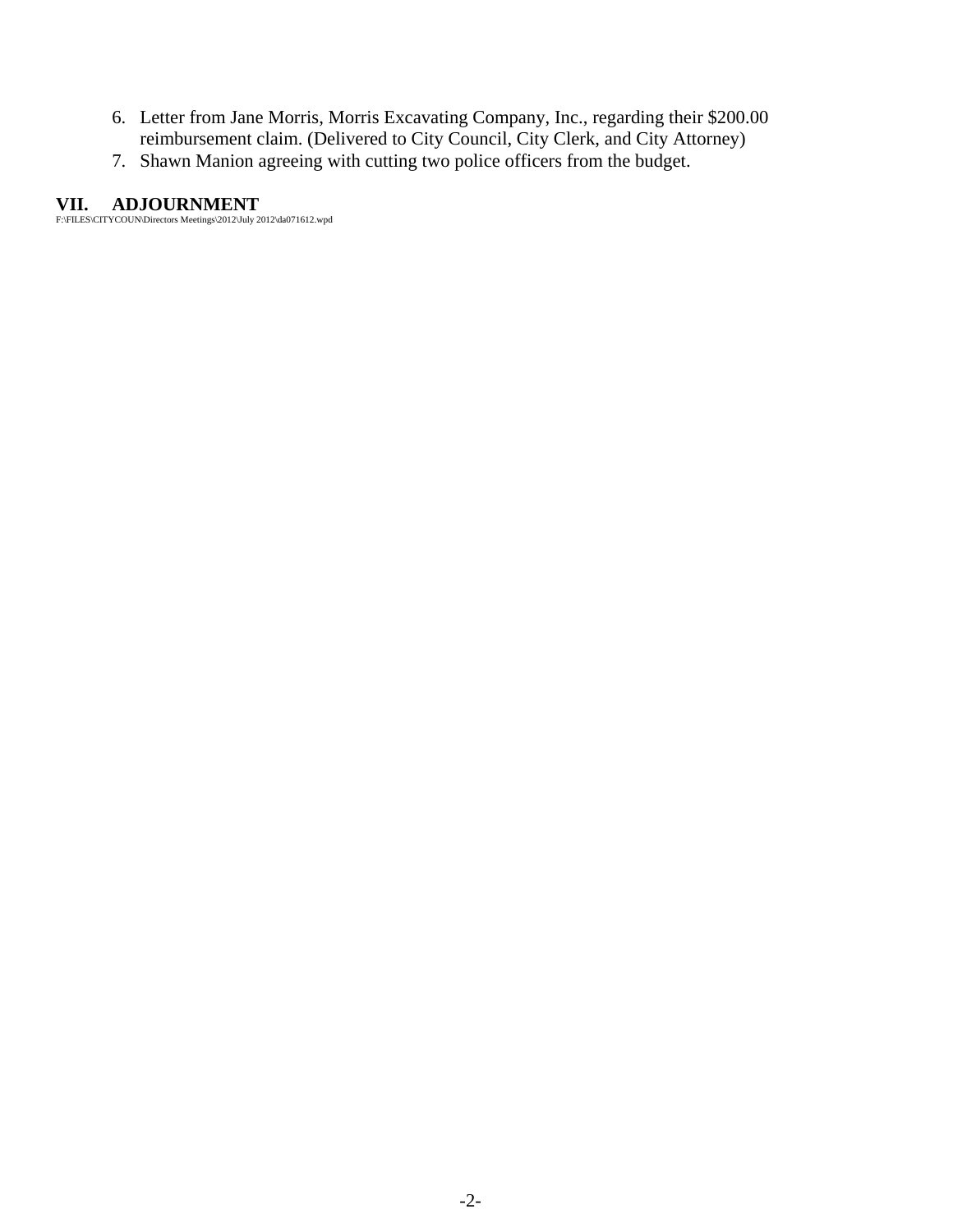6. Letter from Jane Morris, Morris Excavating Company, Inc., regarding their $200.00 reimbursement claim. (Delivered to City Council, City Clerk, and City Attorney)
7. Shawn Manion agreeing with cutting two police officers from the budget.

## VII. ADJOURNMENT

F:\FILES\CITYCOUN\Directors Meetings\2012\July 2012\da071612.wpd